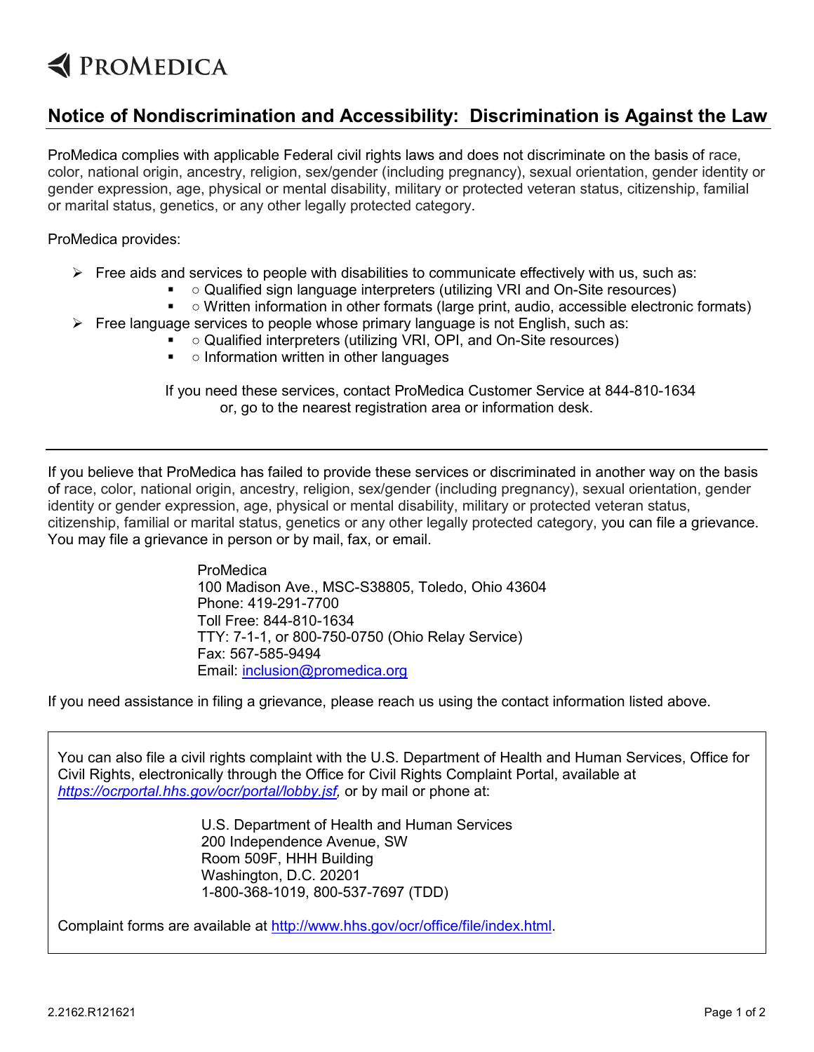# ProMedica

## Notice of Nondiscrimination and Accessibility: Discrimination is Against the Law

ProMedica complies with applicable Federal civil rights laws and does not discriminate on the basis of race, color, national origin, ancestry, religion, sex/gender (including pregnancy), sexual orientation, gender identity or gender expression, age, physical or mental disability, military or protected veteran status, citizenship, familial or marital status, genetics, or any other legally protected category.

ProMedica provides:

- Free aids and services to people with disabilities to communicate effectively with us, such as:
  - ○ Qualified sign language interpreters (utilizing VRI and On-Site resources)
  - ○ Written information in other formats (large print, audio, accessible electronic formats)
- Free language services to people whose primary language is not English, such as:
  - ○ Qualified interpreters (utilizing VRI, OPI, and On-Site resources)
  - ○ Information written in other languages

If you need these services, contact ProMedica Customer Service at 844-810-1634 or, go to the nearest registration area or information desk.

---

If you believe that ProMedica has failed to provide these services or discriminated in another way on the basis of race, color, national origin, ancestry, religion, sex/gender (including pregnancy), sexual orientation, gender identity or gender expression, age, physical or mental disability, military or protected veteran status, citizenship, familial or marital status, genetics or any other legally protected category, you can file a grievance. You may file a grievance in person or by mail, fax, or email.

ProMedica
100 Madison Ave., MSC-S38805, Toledo, Ohio 43604
Phone: 419-291-7700
Toll Free: 844-810-1634
TTY: 7-1-1, or 800-750-0750 (Ohio Relay Service)
Fax: 567-585-9494
Email: inclusion@promedica.org

If you need assistance in filing a grievance, please reach us using the contact information listed above.

You can also file a civil rights complaint with the U.S. Department of Health and Human Services, Office for Civil Rights, electronically through the Office for Civil Rights Complaint Portal, available at *https://ocrportal.hhs.gov/ocr/portal/lobby.jsf*, or by mail or phone at:

U.S. Department of Health and Human Services
200 Independence Avenue, SW
Room 509F, HHH Building
Washington, D.C. 20201
1-800-368-1019, 800-537-7697 (TDD)

Complaint forms are available at http://www.hhs.gov/ocr/office/file/index.html.

2.2162.R121621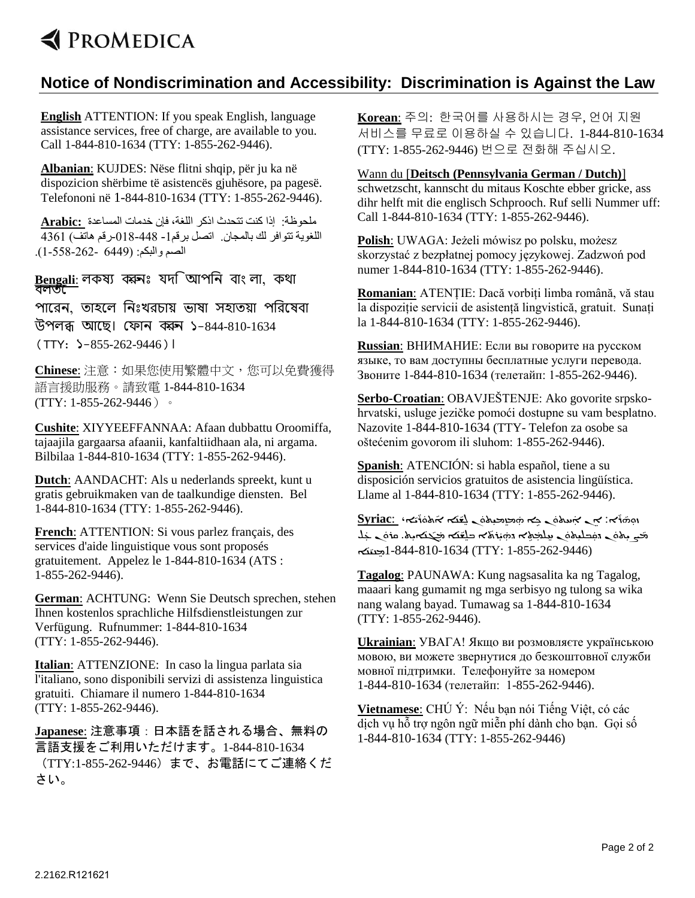# PROMEDICA

## Notice of Nondiscrimination and Accessibility: Discrimination is Against the Law

**English** ATTENTION: If you speak English, language assistance services, free of charge, are available to you. Call 1-844-810-1634 (TTY: 1-855-262-9446).

**Albanian**: KUJDES: Nëse flitni shqip, për ju ka në dispozicion shërbime të asistencës gjuhësore, pa pagesë. Telefononi në 1-844-810-1634 (TTY: 1-855-262-9446).

**Arabic:** ملحوظة: إذا كنت تتحدث اذكر اللغة، فإن خدمات المساعدة اللغوية تتوافر لك بالمجان. اتصل برقم1- 448-018-4361 (رقم هاتف الصم والبكم: (6449 -262-558-1).

**Bengali**: লক্ষ্য করুনঃ যদি আপনি বাংলা, কথা বলতে পারেন, তাহলে নিঃখরচায় ভাষা সহায়তা পরিষেবা উপলব্ধ আছে। ফোন করুন ১-844-810-1634 (TTY: ১-855-262-9446)।

**Chinese**: 注意：如果您使用繁體中文，您可以免費獲得語言援助服務。請致電 1-844-810-1634 (TTY: 1-855-262-9446）。

**Cushite**: XIYYEEFFANNAA: Afaan dubbattu Oroomiffa, tajaajila gargaarsa afaanii, kanfaltiidhaan ala, ni argama. Bilbilaa 1-844-810-1634 (TTY: 1-855-262-9446).

**Dutch**: AANDACHT: Als u nederlands spreekt, kunt u gratis gebruikmaken van de taalkundige diensten. Bel 1-844-810-1634 (TTY: 1-855-262-9446).

**French**: ATTENTION: Si vous parlez français, des services d'aide linguistique vous sont proposés gratuitement. Appelez le 1-844-810-1634 (ATS : 1-855-262-9446).

**German**: ACHTUNG: Wenn Sie Deutsch sprechen, stehen Ihnen kostenlos sprachliche Hilfsdienstleistungen zur Verfügung. Rufnummer: 1-844-810-1634 (TTY: 1-855-262-9446).

**Italian**: ATTENZIONE: In caso la lingua parlata sia l'italiano, sono disponibili servizi di assistenza linguistica gratuiti. Chiamare il numero 1-844-810-1634 (TTY: 1-855-262-9446).

**Japanese**: 注意事項：日本語を話される場合、無料の言語支援をご利用いただけます。1-844-810-1634（TTY:1-855-262-9446）まで、お電話にてご連絡ください。

**Korean**: 주의: 한국어를 사용하시는 경우, 언어 지원 서비스를 무료로 이용하실 수 있습니다. 1-844-810-1634 (TTY: 1-855-262-9446) 번으로 전화해 주십시오.

Wann du [**Deitsch (Pennsylvania German / Dutch)**] schwetzscht, kannscht du mitaus Koschte ebber gricke, ass dihr helft mit die englisch Schprooch. Ruf selli Nummer uff: Call 1-844-810-1634 (TTY: 1-855-262-9446).

**Polish**: UWAGA: Jeżeli mówisz po polsku, możesz skorzystać z bezpłatnej pomocy językowej. Zadzwoń pod numer 1-844-810-1634 (TTY: 1-855-262-9446).

**Romanian**: ATENȚIE: Dacă vorbiți limba română, vă stau la dispoziție servicii de asistență lingvistică, gratuit. Sunați la 1-844-810-1634 (TTY: 1-855-262-9446).

**Russian**: ВНИМАНИЕ: Если вы говорите на русском языке, то вам доступны бесплатные услуги перевода. Звоните 1-844-810-1634 (телетайп: 1-855-262-9446).

**Serbo-Croatian**: OBAVJEŠTENJE: Ako govorite srpsko-hrvatski, usluge jezičke pomoći dostupne su vam besplatno. Nazovite 1-844-810-1634 (TTY- Telefon za osobe sa oštećenim govorom ili sluhom: 1-855-262-9446).

**Spanish**: ATENCIÓN: si habla español, tiene a su disposición servicios gratuitos de asistencia lingüística. Llame al 1-844-810-1634 (TTY: 1-855-262-9446).

**Syriac**: ܙܘܗܪܐ: ܐܢ ܐܢܬ ܡܨܬ ܡܡܠܠܬ ܠܫܢܐ ܐܬܘܪܝܐ، ܟܝܬ ܠܘܟ ܡܥܕܪܢܘܬܐ ܕܠܫܢܐ ܡܓܢܢܐܝܬ. ܩܪܝ ܥܠ ܡܢܝܢܐ1-844-810-1634 (TTY: 1-855-262-9446)

**Tagalog**: PAUNAWA: Kung nagsasalita ka ng Tagalog, maaari kang gumamit ng mga serbisyo ng tulong sa wika nang walang bayad. Tumawag sa 1-844-810-1634 (TTY: 1-855-262-9446).

**Ukrainian**: УВАГА! Якщо ви розмовляєте українською мовою, ви можете звернутися до безкоштовної служби мовної підтримки. Телефонуйте за номером 1-844-810-1634 (телетайп: 1-855-262-9446).

**Vietnamese**: CHÚ Ý: Nếu bạn nói Tiếng Việt, có các dịch vụ hỗ trợ ngôn ngữ miễn phí dành cho bạn. Gọi số 1-844-810-1634 (TTY: 1-855-262-9446)

2.2162.R121621